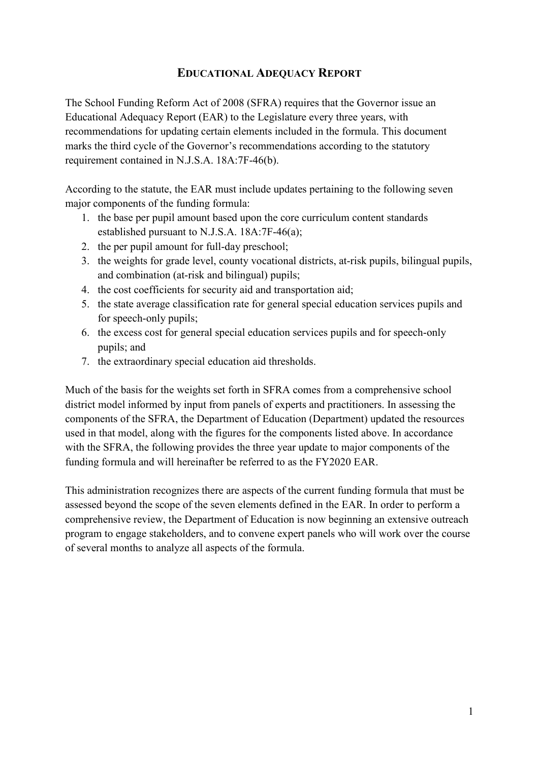# EDUCATIONAL ADEQUACY REPORT

The School Funding Reform Act of 2008 (SFRA) requires that the Governor issue an Educational Adequacy Report (EAR) to the Legislature every three years, with recommendations for updating certain elements included in the formula. This document marks the third cycle of the Governor's recommendations according to the statutory requirement contained in N.J.S.A. 18A:7F-46(b).

According to the statute, the EAR must include updates pertaining to the following seven major components of the funding formula:

1. the base per pupil amount based upon the core curriculum content standards established pursuant to N.J.S.A. 18A:7F-46(a);
2. the per pupil amount for full-day preschool;
3. the weights for grade level, county vocational districts, at-risk pupils, bilingual pupils, and combination (at-risk and bilingual) pupils;
4. the cost coefficients for security aid and transportation aid;
5. the state average classification rate for general special education services pupils and for speech-only pupils;
6. the excess cost for general special education services pupils and for speech-only pupils; and
7. the extraordinary special education aid thresholds.

Much of the basis for the weights set forth in SFRA comes from a comprehensive school district model informed by input from panels of experts and practitioners. In assessing the components of the SFRA, the Department of Education (Department) updated the resources used in that model, along with the figures for the components listed above. In accordance with the SFRA, the following provides the three year update to major components of the funding formula and will hereinafter be referred to as the FY2020 EAR.

This administration recognizes there are aspects of the current funding formula that must be assessed beyond the scope of the seven elements defined in the EAR. In order to perform a comprehensive review, the Department of Education is now beginning an extensive outreach program to engage stakeholders, and to convene expert panels who will work over the course of several months to analyze all aspects of the formula.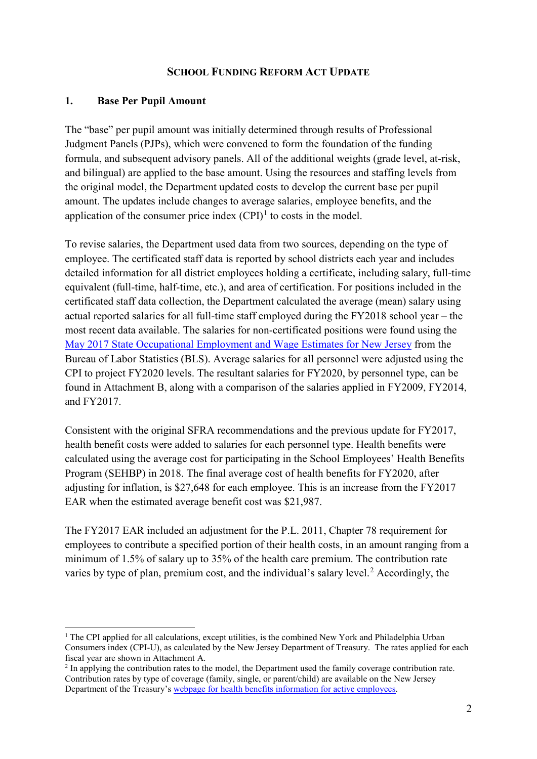## SCHOOL FUNDING REFORM ACT UPDATE

### 1. Base Per Pupil Amount

The "base" per pupil amount was initially determined through results of Professional Judgment Panels (PJPs), which were convened to form the foundation of the funding formula, and subsequent advisory panels. All of the additional weights (grade level, at-risk, and bilingual) are applied to the base amount. Using the resources and staffing levels from the original model, the Department updated costs to develop the current base per pupil amount. The updates include changes to average salaries, employee benefits, and the application of the consumer price index (CPI)[1] to costs in the model.

To revise salaries, the Department used data from two sources, depending on the type of employee. The certificated staff data is reported by school districts each year and includes detailed information for all district employees holding a certificate, including salary, full-time equivalent (full-time, half-time, etc.), and area of certification. For positions included in the certificated staff data collection, the Department calculated the average (mean) salary using actual reported salaries for all full-time staff employed during the FY2018 school year – the most recent data available. The salaries for non-certificated positions were found using the [May 2017 State Occupational Employment and Wage Estimates for New Jersey] from the Bureau of Labor Statistics (BLS). Average salaries for all personnel were adjusted using the CPI to project FY2020 levels. The resultant salaries for FY2020, by personnel type, can be found in Attachment B, along with a comparison of the salaries applied in FY2009, FY2014, and FY2017.

Consistent with the original SFRA recommendations and the previous update for FY2017, health benefit costs were added to salaries for each personnel type. Health benefits were calculated using the average cost for participating in the School Employees' Health Benefits Program (SEHBP) in 2018. The final average cost of health benefits for FY2020, after adjusting for inflation, is $27,648 for each employee. This is an increase from the FY2017 EAR when the estimated average benefit cost was $21,987.

The FY2017 EAR included an adjustment for the P.L. 2011, Chapter 78 requirement for employees to contribute a specified portion of their health costs, in an amount ranging from a minimum of 1.5% of salary up to 35% of the health care premium. The contribution rate varies by type of plan, premium cost, and the individual's salary level.[2] Accordingly, the

---

[1] The CPI applied for all calculations, except utilities, is the combined New York and Philadelphia Urban Consumers index (CPI-U), as calculated by the New Jersey Department of Treasury. The rates applied for each fiscal year are shown in Attachment A.

[2] In applying the contribution rates to the model, the Department used the family coverage contribution rate. Contribution rates by type of coverage (family, single, or parent/child) are available on the New Jersey Department of the Treasury's [webpage for health benefits information for active employees].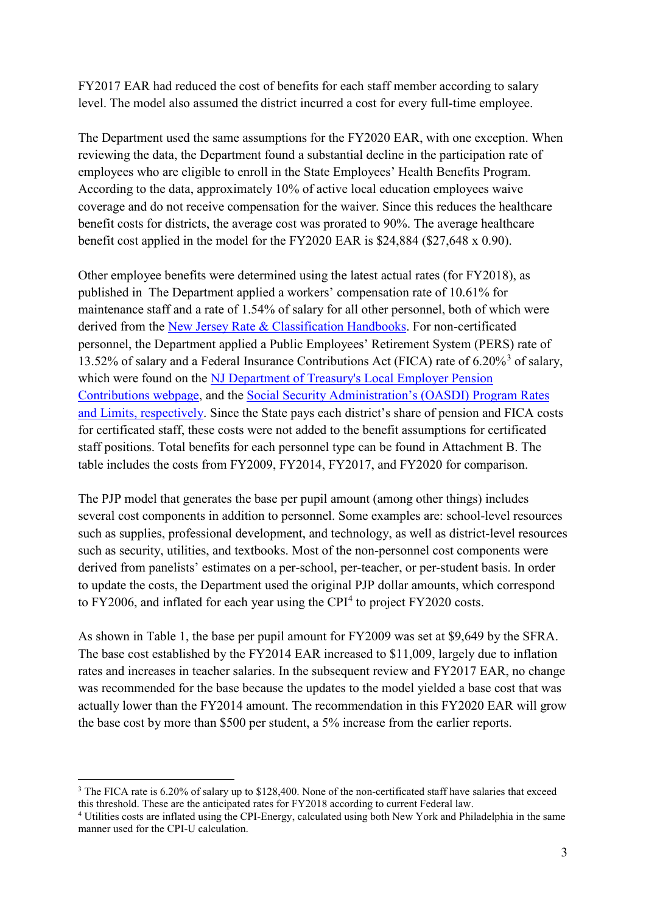FY2017 EAR had reduced the cost of benefits for each staff member according to salary level. The model also assumed the district incurred a cost for every full-time employee.

The Department used the same assumptions for the FY2020 EAR, with one exception. When reviewing the data, the Department found a substantial decline in the participation rate of employees who are eligible to enroll in the State Employees' Health Benefits Program. According to the data, approximately 10% of active local education employees waive coverage and do not receive compensation for the waiver. Since this reduces the healthcare benefit costs for districts, the average cost was prorated to 90%. The average healthcare benefit cost applied in the model for the FY2020 EAR is $24,884 ($27,648 x 0.90).

Other employee benefits were determined using the latest actual rates (for FY2018), as published in  The Department applied a workers' compensation rate of 10.61% for maintenance staff and a rate of 1.54% of salary for all other personnel, both of which were derived from the [New Jersey Rate & Classification Handbooks](). For non-certificated personnel, the Department applied a Public Employees' Retirement System (PERS) rate of 13.52% of salary and a Federal Insurance Contributions Act (FICA) rate of 6.20%[3] of salary, which were found on the [NJ Department of Treasury's Local Employer Pension Contributions webpage](), and the [Social Security Administration's (OASDI) Program Rates and Limits, respectively](). Since the State pays each district's share of pension and FICA costs for certificated staff, these costs were not added to the benefit assumptions for certificated staff positions. Total benefits for each personnel type can be found in Attachment B. The table includes the costs from FY2009, FY2014, FY2017, and FY2020 for comparison.

The PJP model that generates the base per pupil amount (among other things) includes several cost components in addition to personnel. Some examples are: school-level resources such as supplies, professional development, and technology, as well as district-level resources such as security, utilities, and textbooks. Most of the non-personnel cost components were derived from panelists' estimates on a per-school, per-teacher, or per-student basis. In order to update the costs, the Department used the original PJP dollar amounts, which correspond to FY2006, and inflated for each year using the CPI[4] to project FY2020 costs.

As shown in Table 1, the base per pupil amount for FY2009 was set at $9,649 by the SFRA. The base cost established by the FY2014 EAR increased to $11,009, largely due to inflation rates and increases in teacher salaries. In the subsequent review and FY2017 EAR, no change was recommended for the base because the updates to the model yielded a base cost that was actually lower than the FY2014 amount. The recommendation in this FY2020 EAR will grow the base cost by more than $500 per student, a 5% increase from the earlier reports.

---

[3] The FICA rate is 6.20% of salary up to $128,400. None of the non-certificated staff have salaries that exceed this threshold. These are the anticipated rates for FY2018 according to current Federal law.

[4] Utilities costs are inflated using the CPI-Energy, calculated using both New York and Philadelphia in the same manner used for the CPI-U calculation.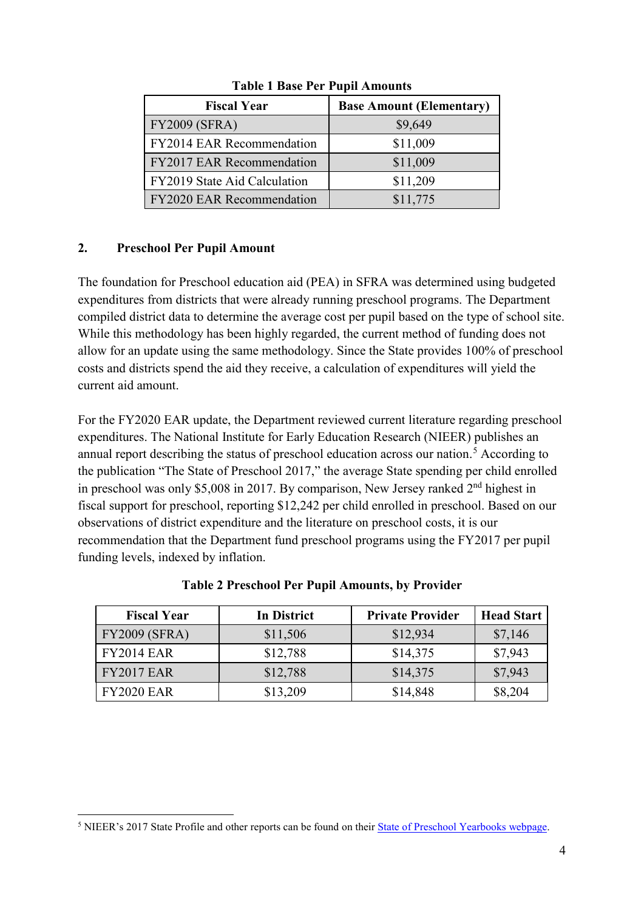**Table 1 Base Per Pupil Amounts**

| Fiscal Year | Base Amount (Elementary) |
|---|---|
| FY2009 (SFRA) | $9,649 |
| FY2014 EAR Recommendation | $11,009 |
| FY2017 EAR Recommendation | $11,009 |
| FY2019 State Aid Calculation | $11,209 |
| FY2020 EAR Recommendation | $11,775 |

## 2. Preschool Per Pupil Amount

The foundation for Preschool education aid (PEA) in SFRA was determined using budgeted expenditures from districts that were already running preschool programs. The Department compiled district data to determine the average cost per pupil based on the type of school site. While this methodology has been highly regarded, the current method of funding does not allow for an update using the same methodology. Since the State provides 100% of preschool costs and districts spend the aid they receive, a calculation of expenditures will yield the current aid amount.

For the FY2020 EAR update, the Department reviewed current literature regarding preschool expenditures. The National Institute for Early Education Research (NIEER) publishes an annual report describing the status of preschool education across our nation.[5] According to the publication "The State of Preschool 2017," the average State spending per child enrolled in preschool was only $5,008 in 2017. By comparison, New Jersey ranked 2nd highest in fiscal support for preschool, reporting $12,242 per child enrolled in preschool. Based on our observations of district expenditure and the literature on preschool costs, it is our recommendation that the Department fund preschool programs using the FY2017 per pupil funding levels, indexed by inflation.

**Table 2 Preschool Per Pupil Amounts, by Provider**

| Fiscal Year | In District | Private Provider | Head Start |
|---|---|---|---|
| FY2009 (SFRA) | $11,506 | $12,934 | $7,146 |
| FY2014 EAR | $12,788 | $14,375 | $7,943 |
| FY2017 EAR | $12,788 | $14,375 | $7,943 |
| FY2020 EAR | $13,209 | $14,848 | $8,204 |

[5] NIEER's 2017 State Profile and other reports can be found on their State of Preschool Yearbooks webpage.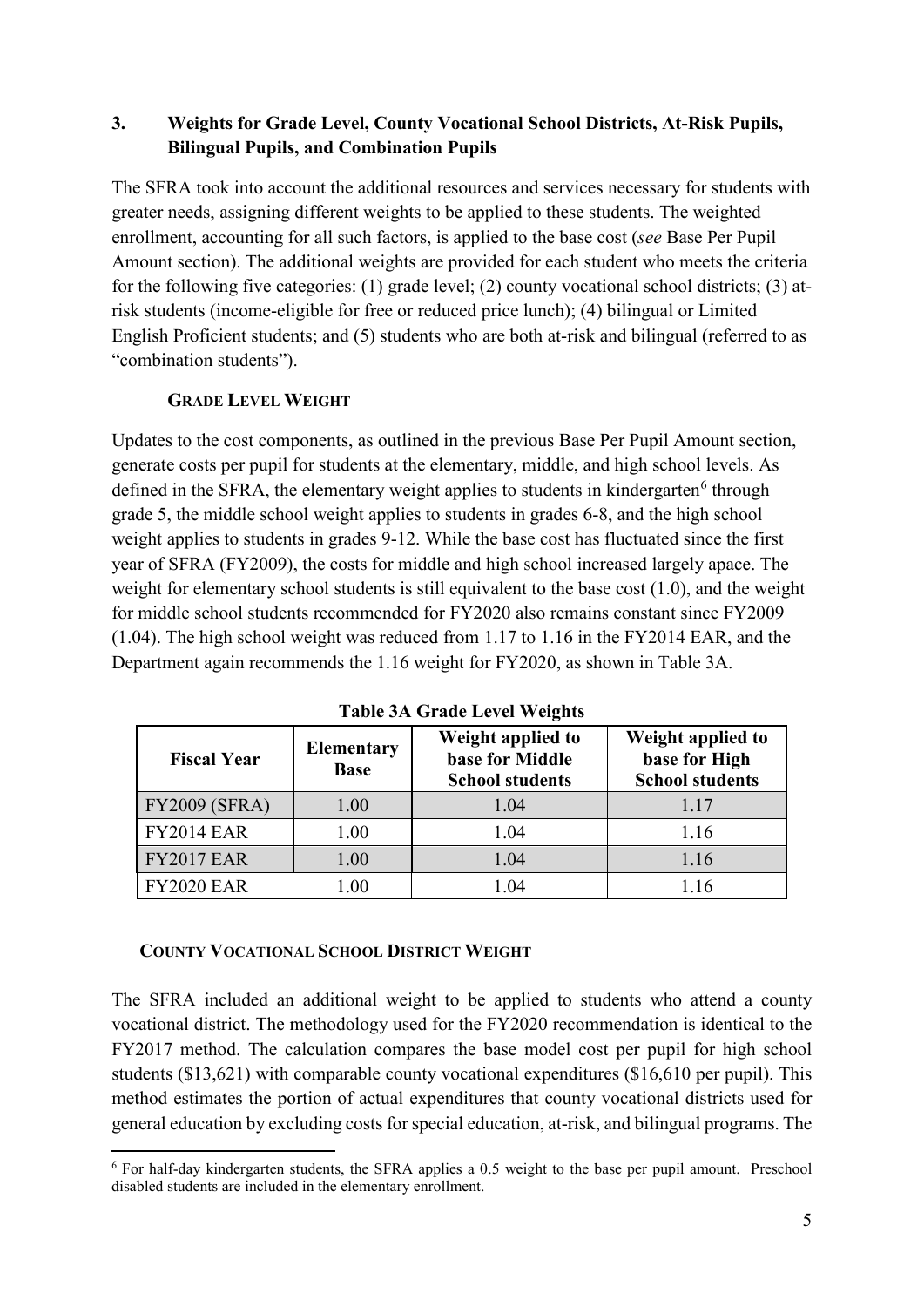### 3. Weights for Grade Level, County Vocational School Districts, At-Risk Pupils, Bilingual Pupils, and Combination Pupils

The SFRA took into account the additional resources and services necessary for students with greater needs, assigning different weights to be applied to these students. The weighted enrollment, accounting for all such factors, is applied to the base cost (*see* Base Per Pupil Amount section). The additional weights are provided for each student who meets the criteria for the following five categories: (1) grade level; (2) county vocational school districts; (3) at-risk students (income-eligible for free or reduced price lunch); (4) bilingual or Limited English Proficient students; and (5) students who are both at-risk and bilingual (referred to as "combination students").

#### Grade Level Weight

Updates to the cost components, as outlined in the previous Base Per Pupil Amount section, generate costs per pupil for students at the elementary, middle, and high school levels. As defined in the SFRA, the elementary weight applies to students in kindergarten[6] through grade 5, the middle school weight applies to students in grades 6-8, and the high school weight applies to students in grades 9-12. While the base cost has fluctuated since the first year of SFRA (FY2009), the costs for middle and high school increased largely apace. The weight for elementary school students is still equivalent to the base cost (1.0), and the weight for middle school students recommended for FY2020 also remains constant since FY2009 (1.04). The high school weight was reduced from 1.17 to 1.16 in the FY2014 EAR, and the Department again recommends the 1.16 weight for FY2020, as shown in Table 3A.

**Table 3A Grade Level Weights**

| Fiscal Year | Elementary Base | Weight applied to base for Middle School students | Weight applied to base for High School students |
|---|---|---|---|
| FY2009 (SFRA) | 1.00 | 1.04 | 1.17 |
| FY2014 EAR | 1.00 | 1.04 | 1.16 |
| FY2017 EAR | 1.00 | 1.04 | 1.16 |
| FY2020 EAR | 1.00 | 1.04 | 1.16 |

#### County Vocational School District Weight

The SFRA included an additional weight to be applied to students who attend a county vocational district. The methodology used for the FY2020 recommendation is identical to the FY2017 method. The calculation compares the base model cost per pupil for high school students ($13,621) with comparable county vocational expenditures ($16,610 per pupil). This method estimates the portion of actual expenditures that county vocational districts used for general education by excluding costs for special education, at-risk, and bilingual programs. The

[6] For half-day kindergarten students, the SFRA applies a 0.5 weight to the base per pupil amount. Preschool disabled students are included in the elementary enrollment.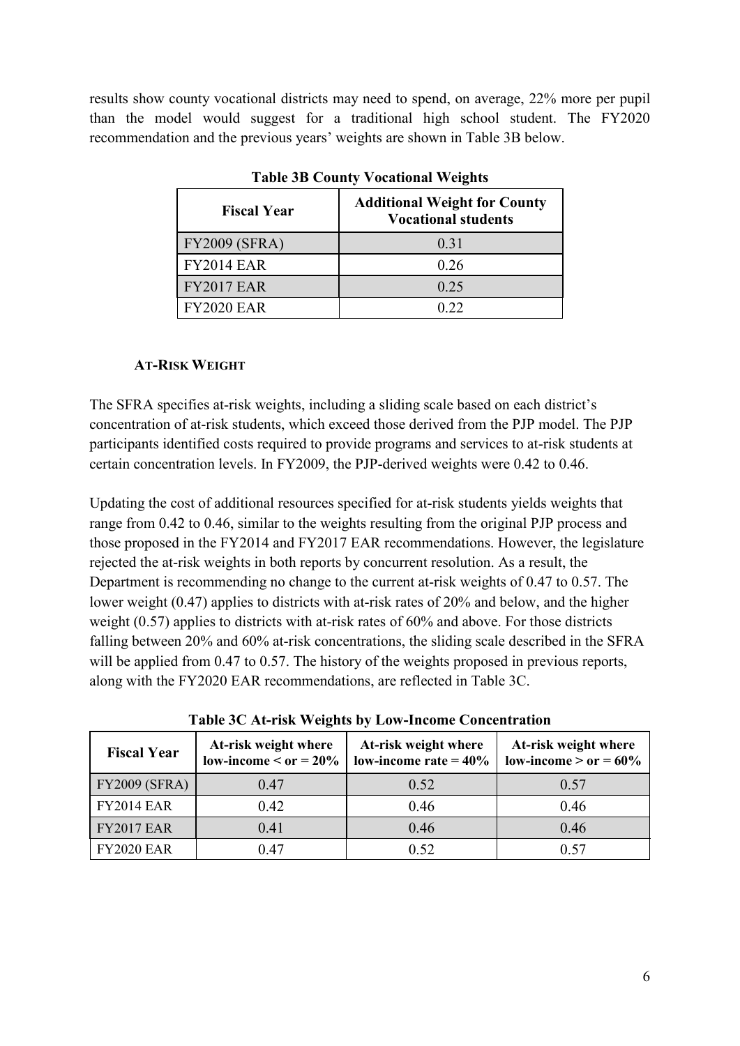results show county vocational districts may need to spend, on average, 22% more per pupil than the model would suggest for a traditional high school student. The FY2020 recommendation and the previous years' weights are shown in Table 3B below.

**Table 3B County Vocational Weights**

| Fiscal Year | Additional Weight for County Vocational students |
|---|---|
| FY2009 (SFRA) | 0.31 |
| FY2014 EAR | 0.26 |
| FY2017 EAR | 0.25 |
| FY2020 EAR | 0.22 |

#### AT-RISK WEIGHT

The SFRA specifies at-risk weights, including a sliding scale based on each district's concentration of at-risk students, which exceed those derived from the PJP model. The PJP participants identified costs required to provide programs and services to at-risk students at certain concentration levels. In FY2009, the PJP-derived weights were 0.42 to 0.46.

Updating the cost of additional resources specified for at-risk students yields weights that range from 0.42 to 0.46, similar to the weights resulting from the original PJP process and those proposed in the FY2014 and FY2017 EAR recommendations. However, the legislature rejected the at-risk weights in both reports by concurrent resolution. As a result, the Department is recommending no change to the current at-risk weights of 0.47 to 0.57. The lower weight (0.47) applies to districts with at-risk rates of 20% and below, and the higher weight (0.57) applies to districts with at-risk rates of 60% and above. For those districts falling between 20% and 60% at-risk concentrations, the sliding scale described in the SFRA will be applied from 0.47 to 0.57. The history of the weights proposed in previous reports, along with the FY2020 EAR recommendations, are reflected in Table 3C.

**Table 3C At-risk Weights by Low-Income Concentration**

| Fiscal Year | At-risk weight where low-income < or = 20% | At-risk weight where low-income rate = 40% | At-risk weight where low-income > or = 60% |
|---|---|---|---|
| FY2009 (SFRA) | 0.47 | 0.52 | 0.57 |
| FY2014 EAR | 0.42 | 0.46 | 0.46 |
| FY2017 EAR | 0.41 | 0.46 | 0.46 |
| FY2020 EAR | 0.47 | 0.52 | 0.57 |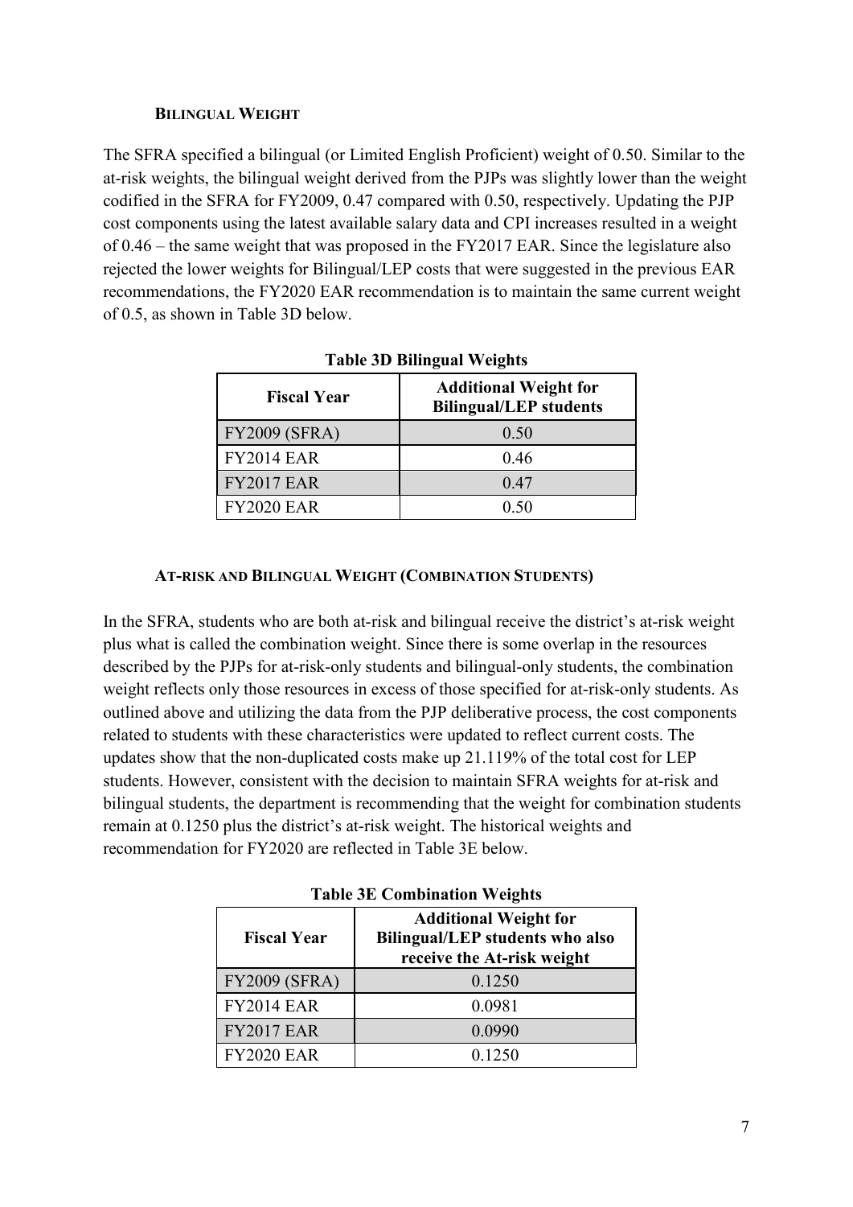#### BILINGUAL WEIGHT

The SFRA specified a bilingual (or Limited English Proficient) weight of 0.50. Similar to the at-risk weights, the bilingual weight derived from the PJPs was slightly lower than the weight codified in the SFRA for FY2009, 0.47 compared with 0.50, respectively. Updating the PJP cost components using the latest available salary data and CPI increases resulted in a weight of 0.46 – the same weight that was proposed in the FY2017 EAR. Since the legislature also rejected the lower weights for Bilingual/LEP costs that were suggested in the previous EAR recommendations, the FY2020 EAR recommendation is to maintain the same current weight of 0.5, as shown in Table 3D below.

**Table 3D Bilingual Weights**

| Fiscal Year | Additional Weight for Bilingual/LEP students |
|---|---|
| FY2009 (SFRA) | 0.50 |
| FY2014 EAR | 0.46 |
| FY2017 EAR | 0.47 |
| FY2020 EAR | 0.50 |

#### AT-RISK AND BILINGUAL WEIGHT (COMBINATION STUDENTS)

In the SFRA, students who are both at-risk and bilingual receive the district's at-risk weight plus what is called the combination weight. Since there is some overlap in the resources described by the PJPs for at-risk-only students and bilingual-only students, the combination weight reflects only those resources in excess of those specified for at-risk-only students. As outlined above and utilizing the data from the PJP deliberative process, the cost components related to students with these characteristics were updated to reflect current costs. The updates show that the non-duplicated costs make up 21.119% of the total cost for LEP students. However, consistent with the decision to maintain SFRA weights for at-risk and bilingual students, the department is recommending that the weight for combination students remain at 0.1250 plus the district's at-risk weight. The historical weights and recommendation for FY2020 are reflected in Table 3E below.

**Table 3E Combination Weights**

| Fiscal Year | Additional Weight for Bilingual/LEP students who also receive the At-risk weight |
|---|---|
| FY2009 (SFRA) | 0.1250 |
| FY2014 EAR | 0.0981 |
| FY2017 EAR | 0.0990 |
| FY2020 EAR | 0.1250 |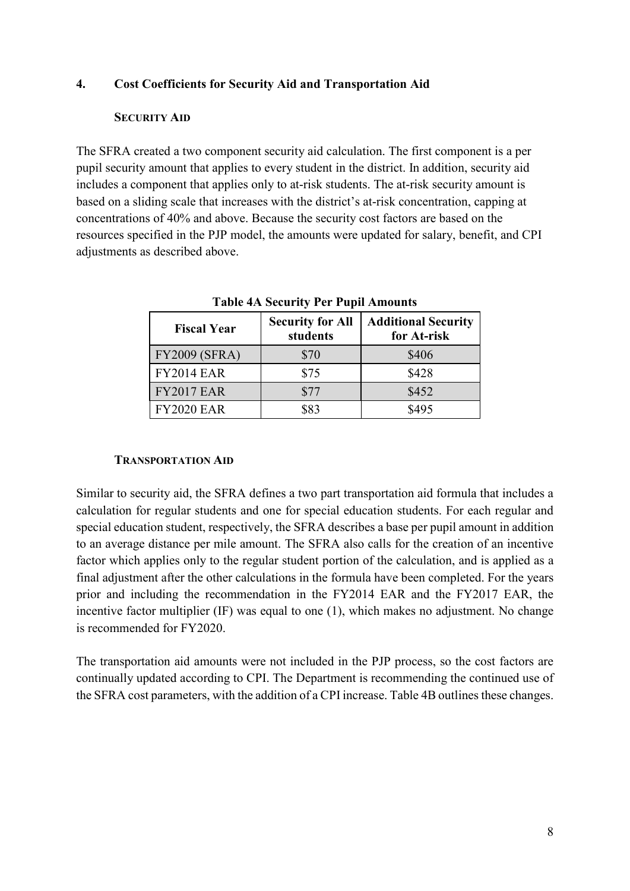## 4. Cost Coefficients for Security Aid and Transportation Aid

### SECURITY AID

The SFRA created a two component security aid calculation. The first component is a per pupil security amount that applies to every student in the district. In addition, security aid includes a component that applies only to at-risk students. The at-risk security amount is based on a sliding scale that increases with the district's at-risk concentration, capping at concentrations of 40% and above. Because the security cost factors are based on the resources specified in the PJP model, the amounts were updated for salary, benefit, and CPI adjustments as described above.

**Table 4A Security Per Pupil Amounts**

| Fiscal Year | Security for All students | Additional Security for At-risk |
|---|---|---|
| FY2009 (SFRA) | $70 | $406 |
| FY2014 EAR | $75 | $428 |
| FY2017 EAR | $77 | $452 |
| FY2020 EAR | $83 | $495 |

### TRANSPORTATION AID

Similar to security aid, the SFRA defines a two part transportation aid formula that includes a calculation for regular students and one for special education students. For each regular and special education student, respectively, the SFRA describes a base per pupil amount in addition to an average distance per mile amount. The SFRA also calls for the creation of an incentive factor which applies only to the regular student portion of the calculation, and is applied as a final adjustment after the other calculations in the formula have been completed. For the years prior and including the recommendation in the FY2014 EAR and the FY2017 EAR, the incentive factor multiplier (IF) was equal to one (1), which makes no adjustment. No change is recommended for FY2020.

The transportation aid amounts were not included in the PJP process, so the cost factors are continually updated according to CPI. The Department is recommending the continued use of the SFRA cost parameters, with the addition of a CPI increase. Table 4B outlines these changes.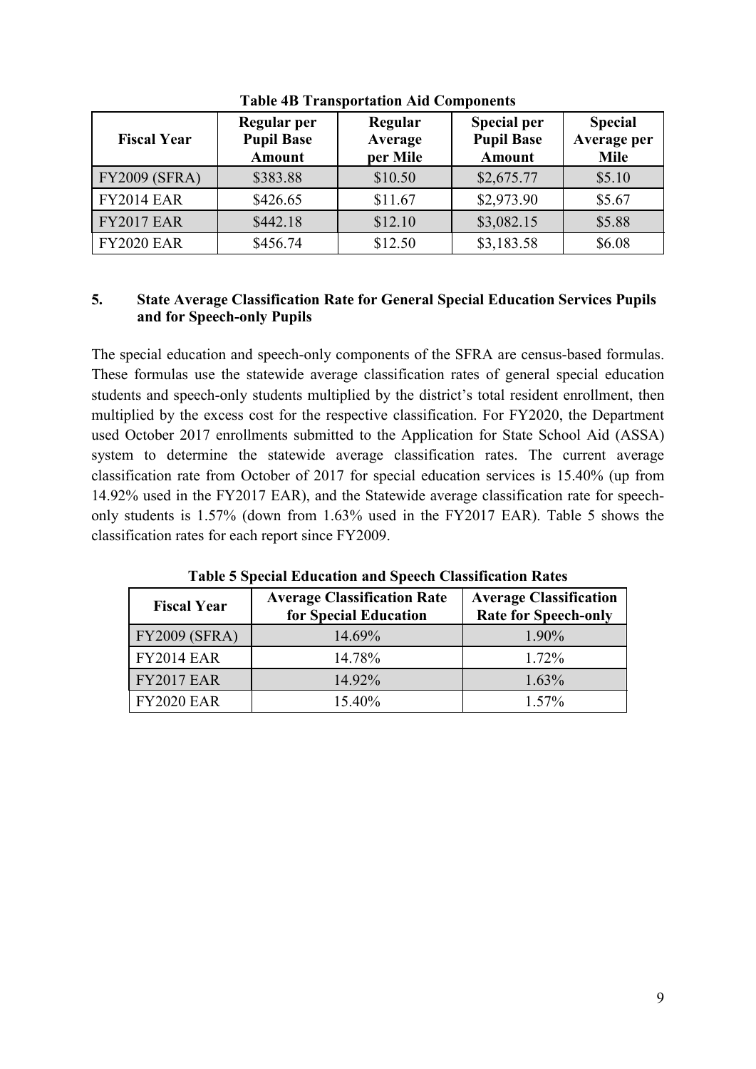**Table 4B Transportation Aid Components**

| Fiscal Year | Regular per Pupil Base Amount | Regular Average per Mile | Special per Pupil Base Amount | Special Average per Mile |
|---|---|---|---|---|
| FY2009 (SFRA) | $383.88 | $10.50 | $2,675.77 | $5.10 |
| FY2014 EAR | $426.65 | $11.67 | $2,973.90 | $5.67 |
| FY2017 EAR | $442.18 | $12.10 | $3,082.15 | $5.88 |
| FY2020 EAR | $456.74 | $12.50 | $3,183.58 | $6.08 |

## 5. State Average Classification Rate for General Special Education Services Pupils and for Speech-only Pupils

The special education and speech-only components of the SFRA are census-based formulas. These formulas use the statewide average classification rates of general special education students and speech-only students multiplied by the district's total resident enrollment, then multiplied by the excess cost for the respective classification. For FY2020, the Department used October 2017 enrollments submitted to the Application for State School Aid (ASSA) system to determine the statewide average classification rates. The current average classification rate from October of 2017 for special education services is 15.40% (up from 14.92% used in the FY2017 EAR), and the Statewide average classification rate for speech-only students is 1.57% (down from 1.63% used in the FY2017 EAR). Table 5 shows the classification rates for each report since FY2009.

**Table 5 Special Education and Speech Classification Rates**

| Fiscal Year | Average Classification Rate for Special Education | Average Classification Rate for Speech-only |
|---|---|---|
| FY2009 (SFRA) | 14.69% | 1.90% |
| FY2014 EAR | 14.78% | 1.72% |
| FY2017 EAR | 14.92% | 1.63% |
| FY2020 EAR | 15.40% | 1.57% |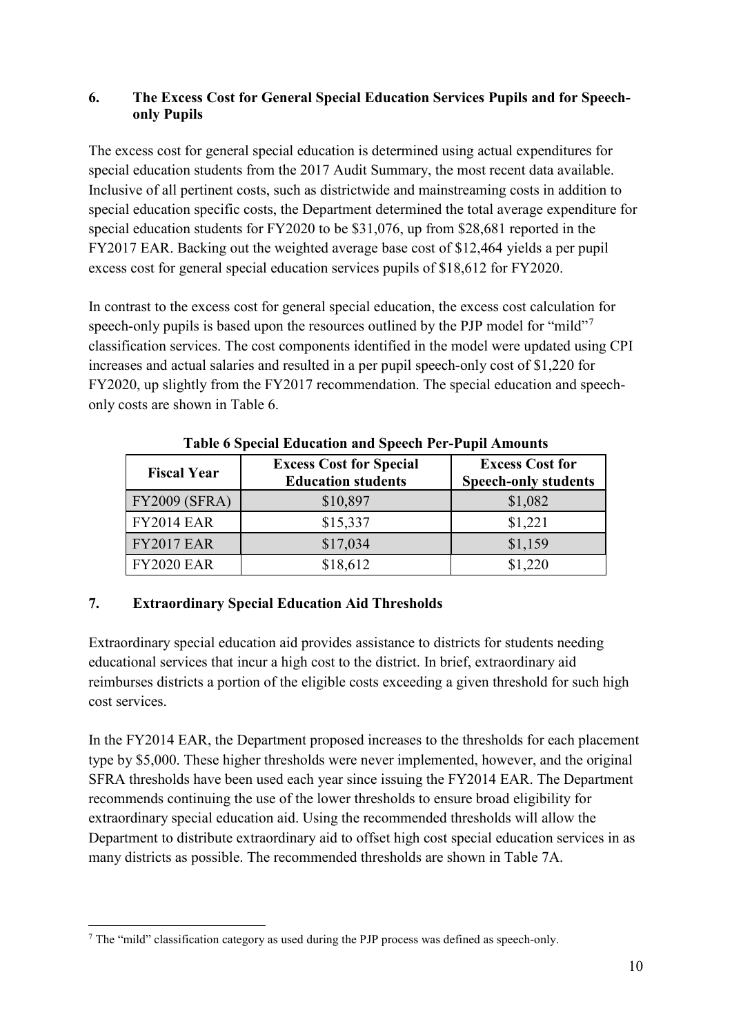## 6. The Excess Cost for General Special Education Services Pupils and for Speech-only Pupils

The excess cost for general special education is determined using actual expenditures for special education students from the 2017 Audit Summary, the most recent data available. Inclusive of all pertinent costs, such as districtwide and mainstreaming costs in addition to special education specific costs, the Department determined the total average expenditure for special education students for FY2020 to be $31,076, up from $28,681 reported in the FY2017 EAR. Backing out the weighted average base cost of $12,464 yields a per pupil excess cost for general special education services pupils of $18,612 for FY2020.

In contrast to the excess cost for general special education, the excess cost calculation for speech-only pupils is based upon the resources outlined by the PJP model for "mild"[7] classification services. The cost components identified in the model were updated using CPI increases and actual salaries and resulted in a per pupil speech-only cost of $1,220 for FY2020, up slightly from the FY2017 recommendation. The special education and speech-only costs are shown in Table 6.

**Table 6 Special Education and Speech Per-Pupil Amounts**

| Fiscal Year | Excess Cost for Special Education students | Excess Cost for Speech-only students |
|---|---|---|
| FY2009 (SFRA) | $10,897 | $1,082 |
| FY2014 EAR | $15,337 | $1,221 |
| FY2017 EAR | $17,034 | $1,159 |
| FY2020 EAR | $18,612 | $1,220 |

## 7. Extraordinary Special Education Aid Thresholds

Extraordinary special education aid provides assistance to districts for students needing educational services that incur a high cost to the district. In brief, extraordinary aid reimburses districts a portion of the eligible costs exceeding a given threshold for such high cost services.

In the FY2014 EAR, the Department proposed increases to the thresholds for each placement type by $5,000. These higher thresholds were never implemented, however, and the original SFRA thresholds have been used each year since issuing the FY2014 EAR. The Department recommends continuing the use of the lower thresholds to ensure broad eligibility for extraordinary special education aid. Using the recommended thresholds will allow the Department to distribute extraordinary aid to offset high cost special education services in as many districts as possible. The recommended thresholds are shown in Table 7A.

[7] The "mild" classification category as used during the PJP process was defined as speech-only.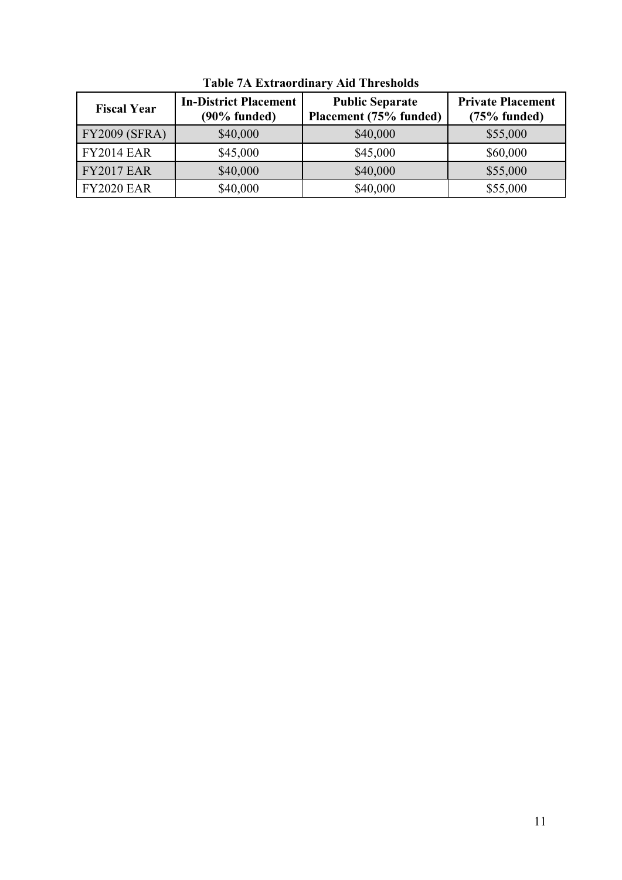**Table 7A Extraordinary Aid Thresholds**

| Fiscal Year | In-District Placement (90% funded) | Public Separate Placement (75% funded) | Private Placement (75% funded) |
|---|---|---|---|
| FY2009 (SFRA) | \$40,000 | \$40,000 | \$55,000 |
| FY2014 EAR | \$45,000 | \$45,000 | \$60,000 |
| FY2017 EAR | \$40,000 | \$40,000 | \$55,000 |
| FY2020 EAR | \$40,000 | \$40,000 | \$55,000 |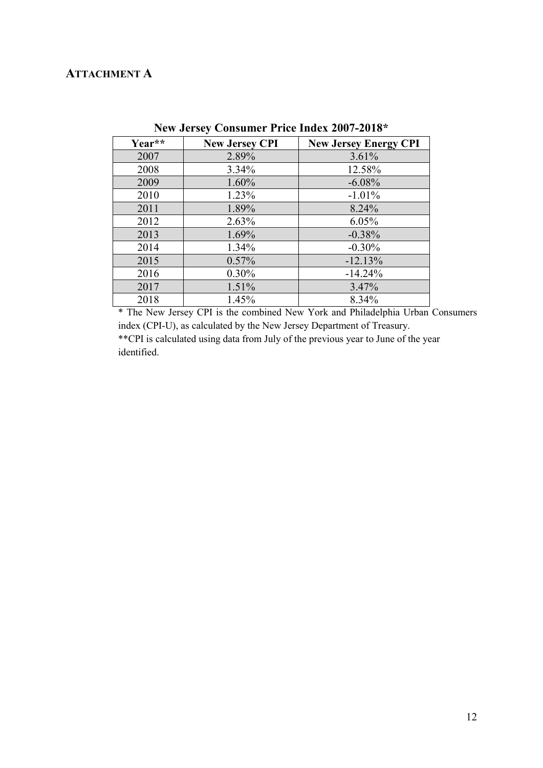## **ATTACHMENT A**

**New Jersey Consumer Price Index 2007-2018***

| Year** | New Jersey CPI | New Jersey Energy CPI |
|---|---|---|
| 2007 | 2.89% | 3.61% |
| 2008 | 3.34% | 12.58% |
| 2009 | 1.60% | -6.08% |
| 2010 | 1.23% | -1.01% |
| 2011 | 1.89% | 8.24% |
| 2012 | 2.63% | 6.05% |
| 2013 | 1.69% | -0.38% |
| 2014 | 1.34% | -0.30% |
| 2015 | 0.57% | -12.13% |
| 2016 | 0.30% | -14.24% |
| 2017 | 1.51% | 3.47% |
| 2018 | 1.45% | 8.34% |

* The New Jersey CPI is the combined New York and Philadelphia Urban Consumers index (CPI-U), as calculated by the New Jersey Department of Treasury.

**CPI is calculated using data from July of the previous year to June of the year identified.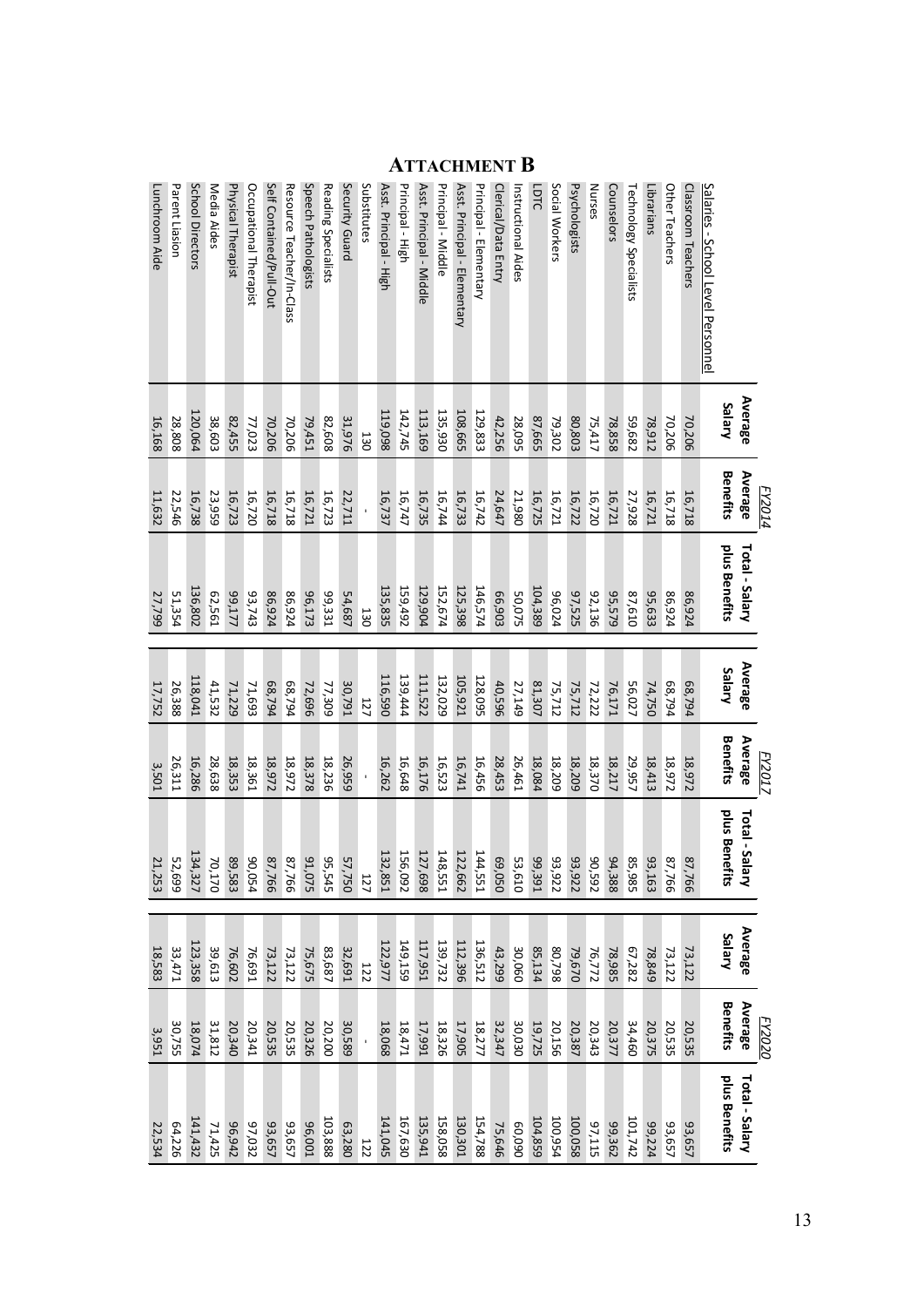# ATTACHMENT B

| Salaries - School Level Personnel | FY2014 | | | FY2017 | | | FY2020 | | |
|---|---|---|---|---|---|---|---|---|---|
| | Average Salary | Average Benefits | Total - Salary plus Benefits | Average Salary | Average Benefits | Total - Salary plus Benefits | Average Salary | Average Benefits | Total - Salary plus Benefits |
| Classroom Teachers | 70,206 | 16,718 | 86,924 | 68,794 | 18,972 | 87,766 | 73,122 | 20,535 | 93,657 |
| Other Teachers | 70,206 | 16,718 | 86,924 | 68,794 | 18,972 | 87,766 | 73,122 | 20,535 | 93,657 |
| Librarians | 78,912 | 16,721 | 95,633 | 74,750 | 18,413 | 93,163 | 78,849 | 20,375 | 99,224 |
| Technology Specialists | 59,682 | 27,928 | 87,610 | 56,027 | 29,957 | 85,985 | 67,282 | 34,460 | 101,742 |
| Counselors | 78,858 | 16,721 | 95,579 | 76,171 | 18,217 | 94,388 | 78,985 | 20,377 | 99,362 |
| Nurses | 75,417 | 16,720 | 92,136 | 72,222 | 18,370 | 90,592 | 76,772 | 20,343 | 97,115 |
| Psychologists | 80,803 | 16,722 | 97,525 | 75,712 | 18,209 | 93,922 | 79,670 | 20,387 | 100,058 |
| Social Workers | 79,302 | 16,721 | 96,024 | 75,712 | 18,209 | 93,922 | 80,798 | 20,156 | 100,954 |
| LDTC | 87,665 | 16,725 | 104,389 | 81,307 | 18,084 | 99,391 | 85,134 | 19,725 | 104,859 |
| Instructional Aides | 28,095 | 21,980 | 50,075 | 27,149 | 26,461 | 53,610 | 30,060 | 30,030 | 60,090 |
| Clerical/Data Entry | 42,256 | 24,647 | 66,903 | 40,596 | 28,453 | 69,050 | 43,299 | 32,347 | 75,646 |
| Principal - Elementary | 129,833 | 16,742 | 146,574 | 128,095 | 16,456 | 144,551 | 136,512 | 18,277 | 154,788 |
| Asst. Principal - Elementary | 108,665 | 16,733 | 125,398 | 105,921 | 16,741 | 122,662 | 112,396 | 17,905 | 130,301 |
| Principal - Middle | 135,930 | 16,744 | 152,674 | 132,029 | 16,523 | 148,551 | 139,732 | 18,326 | 158,058 |
| Asst. Principal - Middle | 113,169 | 16,735 | 129,904 | 111,522 | 16,176 | 127,698 | 117,951 | 17,991 | 135,941 |
| Principal - High | 142,745 | 16,747 | 159,492 | 139,444 | 16,648 | 156,092 | 149,159 | 18,471 | 167,630 |
| Asst. Principal - High | 119,098 | 16,737 | 135,835 | 116,590 | 16,262 | 132,851 | 122,977 | 18,068 | 141,045 |
| Substitutes | 130 | - | 130 | 127 | - | 127 | 122 | - | 122 |
| Security Guard | 31,976 | 22,711 | 54,687 | 30,791 | 26,959 | 57,750 | 32,691 | 30,589 | 63,280 |
| Reading Specialists | 82,608 | 16,723 | 99,331 | 77,309 | 18,236 | 95,545 | 83,687 | 20,200 | 103,888 |
| Speech Pathologists | 79,451 | 16,721 | 96,173 | 72,696 | 18,378 | 91,075 | 75,675 | 20,326 | 96,001 |
| Resource Teacher/In-Class | 70,206 | 16,718 | 86,924 | 68,794 | 18,972 | 87,766 | 73,122 | 20,535 | 93,657 |
| Self Contained/Pull-Out | 70,206 | 16,718 | 86,924 | 68,794 | 18,972 | 87,766 | 73,122 | 20,535 | 93,657 |
| Occupational Therapist | 77,023 | 16,720 | 93,743 | 71,693 | 18,361 | 90,054 | 76,691 | 20,341 | 97,032 |
| Physical Therapist | 82,455 | 16,723 | 99,177 | 71,229 | 18,353 | 89,583 | 76,602 | 20,340 | 96,942 |
| Media Aides | 38,603 | 23,959 | 62,561 | 41,532 | 28,638 | 70,170 | 39,613 | 31,812 | 71,425 |
| School Directors | 120,064 | 16,738 | 136,802 | 118,041 | 16,286 | 134,327 | 123,358 | 18,074 | 141,432 |
| Parent Liasion | 28,808 | 22,546 | 51,354 | 26,388 | 26,311 | 52,699 | 33,471 | 30,755 | 64,226 |
| Lunchroom Aide | 16,168 | 11,632 | 27,799 | 17,752 | 3,501 | 21,253 | 18,583 | 3,951 | 22,534 |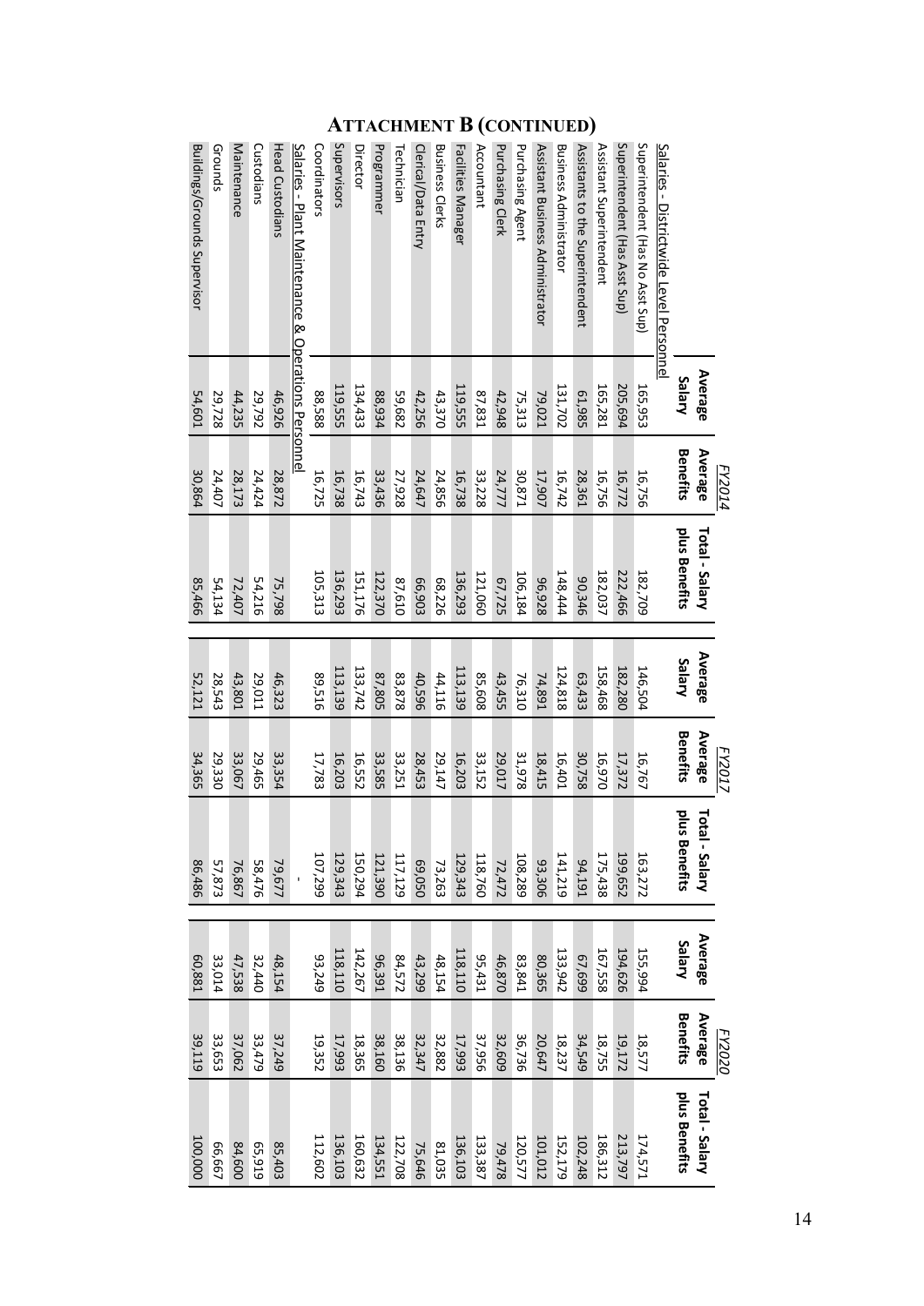# Attachment B (continued)

| | FY2014 | | | FY2017 | | | FY2020 | | |
|---|---|---|---|---|---|---|---|---|---|
| | Average Salary | Average Benefits | Total - Salary plus Benefits | Average Salary | Average Benefits | Total - Salary plus Benefits | Average Salary | Average Benefits | Total - Salary plus Benefits |
| Salaries - Districtwide Level Personnel | | | | | | | | | |
| Superintendent (Has No Asst Sup) | 165,953 | 16,756 | 182,709 | 146,504 | 16,767 | 163,272 | 155,994 | 18,577 | 174,571 |
| Superintendent (Has Asst Sup) | 205,694 | 16,772 | 222,466 | 182,280 | 17,372 | 199,652 | 194,626 | 19,172 | 213,797 |
| Assistant Superintendent | 165,281 | 16,756 | 182,037 | 158,468 | 16,970 | 175,438 | 167,558 | 18,755 | 186,312 |
| Assistants to the Superintendent | 61,985 | 28,361 | 90,346 | 63,433 | 30,758 | 94,191 | 67,699 | 34,549 | 102,248 |
| Business Administrator | 131,702 | 16,742 | 148,444 | 124,818 | 16,401 | 141,219 | 133,942 | 18,237 | 152,179 |
| Assistant Business Administrator | 79,021 | 17,907 | 96,928 | 74,891 | 18,415 | 93,306 | 80,365 | 20,647 | 101,012 |
| Purchasing Agent | 75,313 | 30,871 | 106,184 | 76,310 | 31,978 | 108,289 | 83,841 | 36,736 | 120,577 |
| Purchasing Clerk | 42,948 | 24,777 | 67,725 | 43,455 | 29,017 | 72,472 | 46,870 | 32,609 | 79,478 |
| Accountant | 87,831 | 33,228 | 121,060 | 85,608 | 33,152 | 118,760 | 95,431 | 37,956 | 133,387 |
| Facilities Manager | 119,555 | 16,738 | 136,293 | 113,139 | 16,203 | 129,343 | 118,110 | 17,993 | 136,103 |
| Business Clerks | 43,370 | 24,856 | 68,226 | 44,116 | 29,147 | 73,263 | 48,154 | 32,882 | 81,035 |
| Clerical/Data Entry | 42,256 | 24,647 | 66,903 | 40,596 | 28,453 | 69,050 | 43,299 | 32,347 | 75,646 |
| Technician | 59,682 | 27,928 | 87,610 | 83,878 | 33,251 | 117,129 | 84,572 | 38,136 | 122,708 |
| Programmer | 88,934 | 33,436 | 122,370 | 87,805 | 33,585 | 121,390 | 96,391 | 38,160 | 134,551 |
| Director | 134,433 | 16,743 | 151,176 | 133,742 | 16,552 | 150,294 | 142,267 | 18,365 | 160,632 |
| Supervisors | 119,555 | 16,738 | 136,293 | 113,139 | 16,203 | 129,343 | 118,110 | 17,993 | 136,103 |
| Coordinators | 88,588 | 16,725 | 105,313 | 89,516 | 17,783 | 107,299 | 93,249 | 19,352 | 112,602 |
| Salaries - Plant Maintenance & Operations Personnel | | | | | | - | | | |
| Head Custodians | 46,926 | 28,872 | 75,798 | 46,323 | 33,354 | 79,677 | 48,154 | 37,249 | 85,403 |
| Custodians | 29,792 | 24,424 | 54,216 | 29,011 | 29,465 | 58,476 | 32,440 | 33,479 | 65,919 |
| Maintenance | 44,235 | 28,173 | 72,407 | 43,801 | 33,067 | 76,867 | 47,538 | 37,062 | 84,600 |
| Grounds | 29,728 | 24,407 | 54,134 | 28,543 | 29,330 | 57,873 | 33,014 | 33,653 | 66,667 |
| Buildings/Grounds Supervisor | 54,601 | 30,864 | 85,466 | 52,121 | 34,365 | 86,486 | 60,881 | 39,119 | 100,000 |